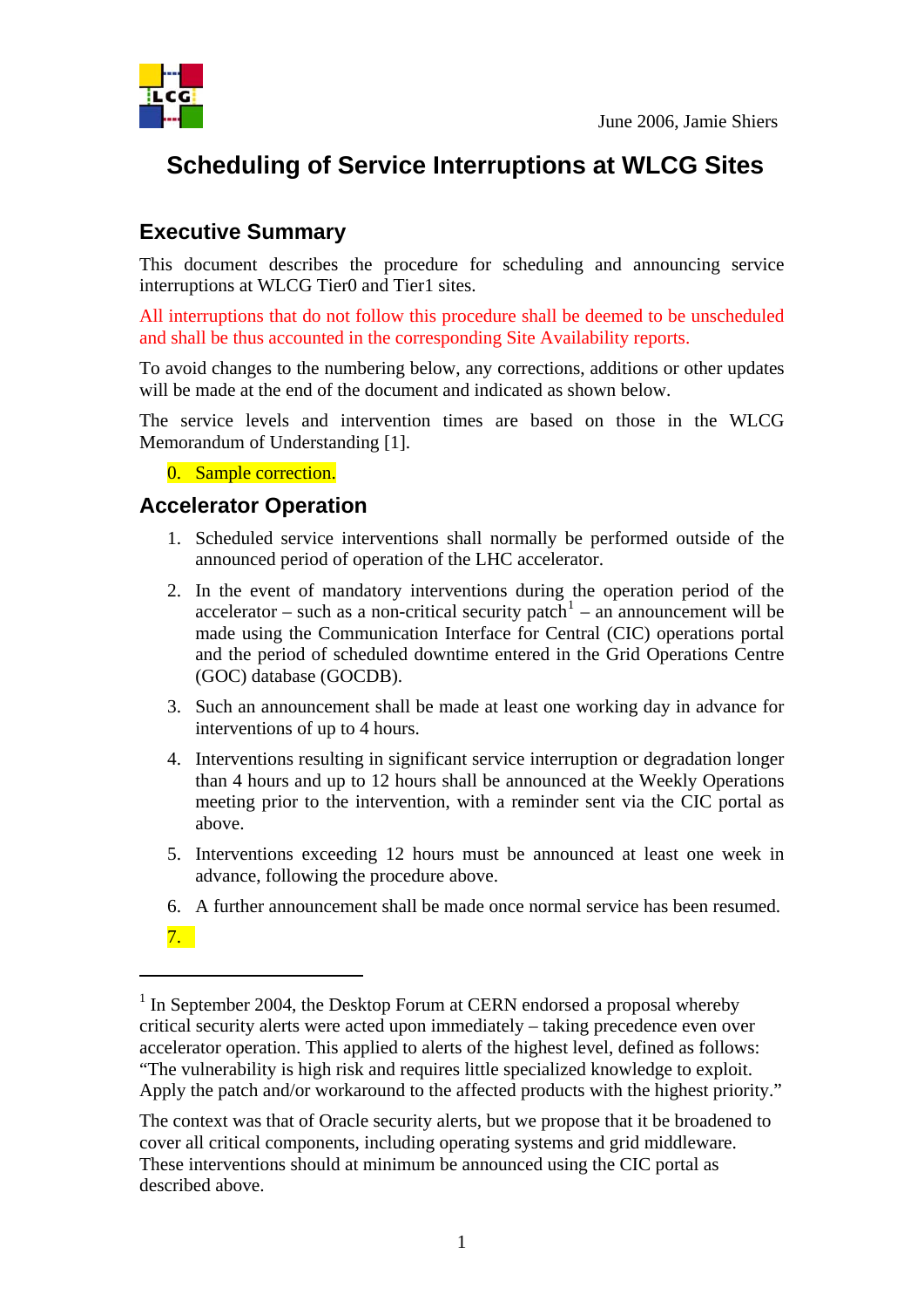June 2006, Jamie Shiers

# Scheduling of Service Interruptions at WLCG Sites

## Executive Summary

This document describes the procedure for scheduling and announcing service interruptions at WLCG Tier0 and Tier1 sites.

All interruptions that do not follow this procedure shall be deemed to be unscheduled and shall be thus accounted in the corresponding Site Availability reports.

To avoid changes to the numbering below, any corrections, additions or other updates will be made at the end of the document and indicated as shown below.

The service levels and intervention times are based on those in the WLCG Memorandum of Understanding [1].

0. Sample correction.

## Accelerator Operation

1. Scheduled service interventions shall normally be performed outside of the announced period of operation of the LHC accelerator.
2. In the event of mandatory interventions during the operation period of the accelerator – such as a non-critical security patch[1] – an announcement will be made using the Communication Interface for Central (CIC) operations portal and the period of scheduled downtime entered in the Grid Operations Centre (GOC) database (GOCDB).
3. Such an announcement shall be made at least one working day in advance for interventions of up to 4 hours.
4. Interventions resulting in significant service interruption or degradation longer than 4 hours and up to 12 hours shall be announced at the Weekly Operations meeting prior to the intervention, with a reminder sent via the CIC portal as above.
5. Interventions exceeding 12 hours must be announced at least one week in advance, following the procedure above.
6. A further announcement shall be made once normal service has been resumed.
7. 

---

[1] In September 2004, the Desktop Forum at CERN endorsed a proposal whereby critical security alerts were acted upon immediately – taking precedence even over accelerator operation. This applied to alerts of the highest level, defined as follows: "The vulnerability is high risk and requires little specialized knowledge to exploit. Apply the patch and/or workaround to the affected products with the highest priority."

The context was that of Oracle security alerts, but we propose that it be broadened to cover all critical components, including operating systems and grid middleware. These interventions should at minimum be announced using the CIC portal as described above.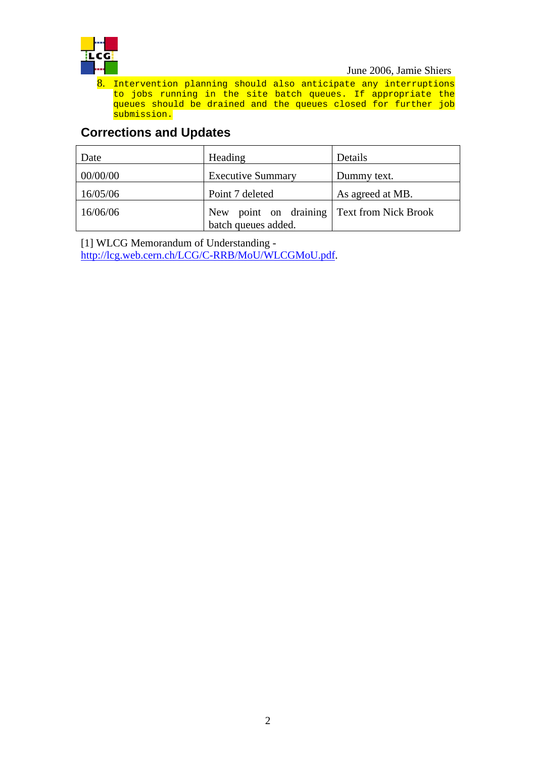8. Intervention planning should also anticipate any interruptions to jobs running in the site batch queues. If appropriate the queues should be drained and the queues closed for further job submission.

## Corrections and Updates

| Date | Heading | Details |
|---|---|---|
| 00/00/00 | Executive Summary | Dummy text. |
| 16/05/06 | Point 7 deleted | As agreed at MB. |
| 16/06/06 | New point on draining batch queues added. | Text from Nick Brook |

[1] WLCG Memorandum of Understanding - http://lcg.web.cern.ch/LCG/C-RRB/MoU/WLCGMoU.pdf.